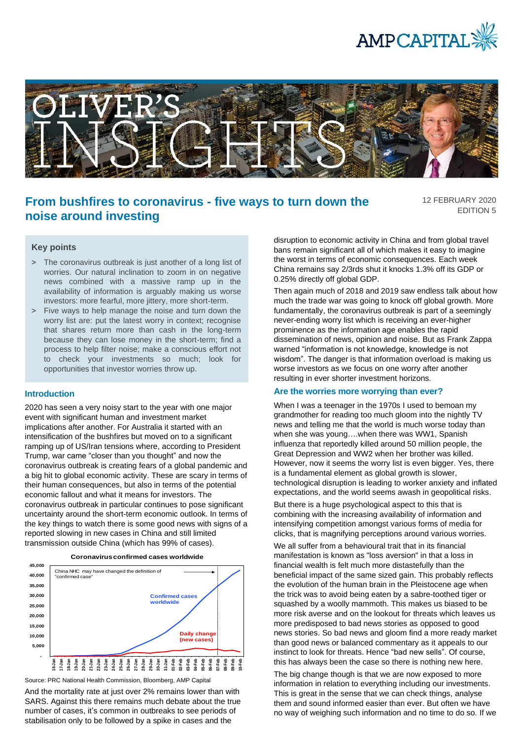# From bushfires to coronavirus - five ways to turn down the noise around investing

12 FEBRUARY 2020
EDITION 5

### Key points

- The coronavirus outbreak is just another of a long list of worries. Our natural inclination to zoom in on negative news combined with a massive ramp up in the availability of information is arguably making us worse investors: more fearful, more jittery, more short-term.
- Five ways to help manage the noise and turn down the worry list are: put the latest worry in context; recognise that shares return more than cash in the long-term because they can lose money in the short-term; find a process to help filter noise; make a conscious effort not to check your investments so much; look for opportunities that investor worries throw up.

### Introduction

2020 has seen a very noisy start to the year with one major event with significant human and investment market implications after another. For Australia it started with an intensification of the bushfires but moved on to a significant ramping up of US/Iran tensions where, according to President Trump, war came "closer than you thought" and now the coronavirus outbreak is creating fears of a global pandemic and a big hit to global economic activity. These are scary in terms of their human consequences, but also in terms of the potential economic fallout and what it means for investors. The coronavirus outbreak in particular continues to pose significant uncertainty around the short-term economic outlook. In terms of the key things to watch there is some good news with signs of a reported slowing in new cases in China and still limited transmission outside China (which has 99% of cases).

**Coronavirus confirmed cases worldwide**

Source: PRC National Health Commission, Bloomberg, AMP Capital

And the mortality rate at just over 2% remains lower than with SARS. Against this there remains much debate about the true number of cases, it's common in outbreaks to see periods of stabilisation only to be followed by a spike in cases and the disruption to economic activity in China and from global travel bans remain significant all of which makes it easy to imagine the worst in terms of economic consequences. Each week China remains say 2/3rds shut it knocks 1.3% off its GDP or 0.25% directly off global GDP.

Then again much of 2018 and 2019 saw endless talk about how much the trade war was going to knock off global growth. More fundamentally, the coronavirus outbreak is part of a seemingly never-ending worry list which is receiving an ever-higher prominence as the information age enables the rapid dissemination of news, opinion and noise. But as Frank Zappa warned "information is not knowledge, knowledge is not wisdom". The danger is that information overload is making us worse investors as we focus on one worry after another resulting in ever shorter investment horizons.

### Are the worries more worrying than ever?

When I was a teenager in the 1970s I used to bemoan my grandmother for reading too much gloom into the nightly TV news and telling me that the world is much worse today than when she was young….when there was WW1, Spanish influenza that reportedly killed around 50 million people, the Great Depression and WW2 when her brother was killed. However, now it seems the worry list is even bigger. Yes, there is a fundamental element as global growth is slower, technological disruption is leading to worker anxiety and inflated expectations, and the world seems awash in geopolitical risks.

But there is a huge psychological aspect to this that is combining with the increasing availability of information and intensifying competition amongst various forms of media for clicks, that is magnifying perceptions around various worries.

We all suffer from a behavioural trait that in its financial manifestation is known as "loss aversion" in that a loss in financial wealth is felt much more distastefully than the beneficial impact of the same sized gain. This probably reflects the evolution of the human brain in the Pleistocene age when the trick was to avoid being eaten by a sabre-toothed tiger or squashed by a woolly mammoth. This makes us biased to be more risk averse and on the lookout for threats which leaves us more predisposed to bad news stories as opposed to good news stories. So bad news and gloom find a more ready market than good news or balanced commentary as it appeals to our instinct to look for threats. Hence "bad new sells". Of course, this has always been the case so there is nothing new here.

The big change though is that we are now exposed to more information in relation to everything including our investments. This is great in the sense that we can check things, analyse them and sound informed easier than ever. But often we have no way of weighing such information and no time to do so. If we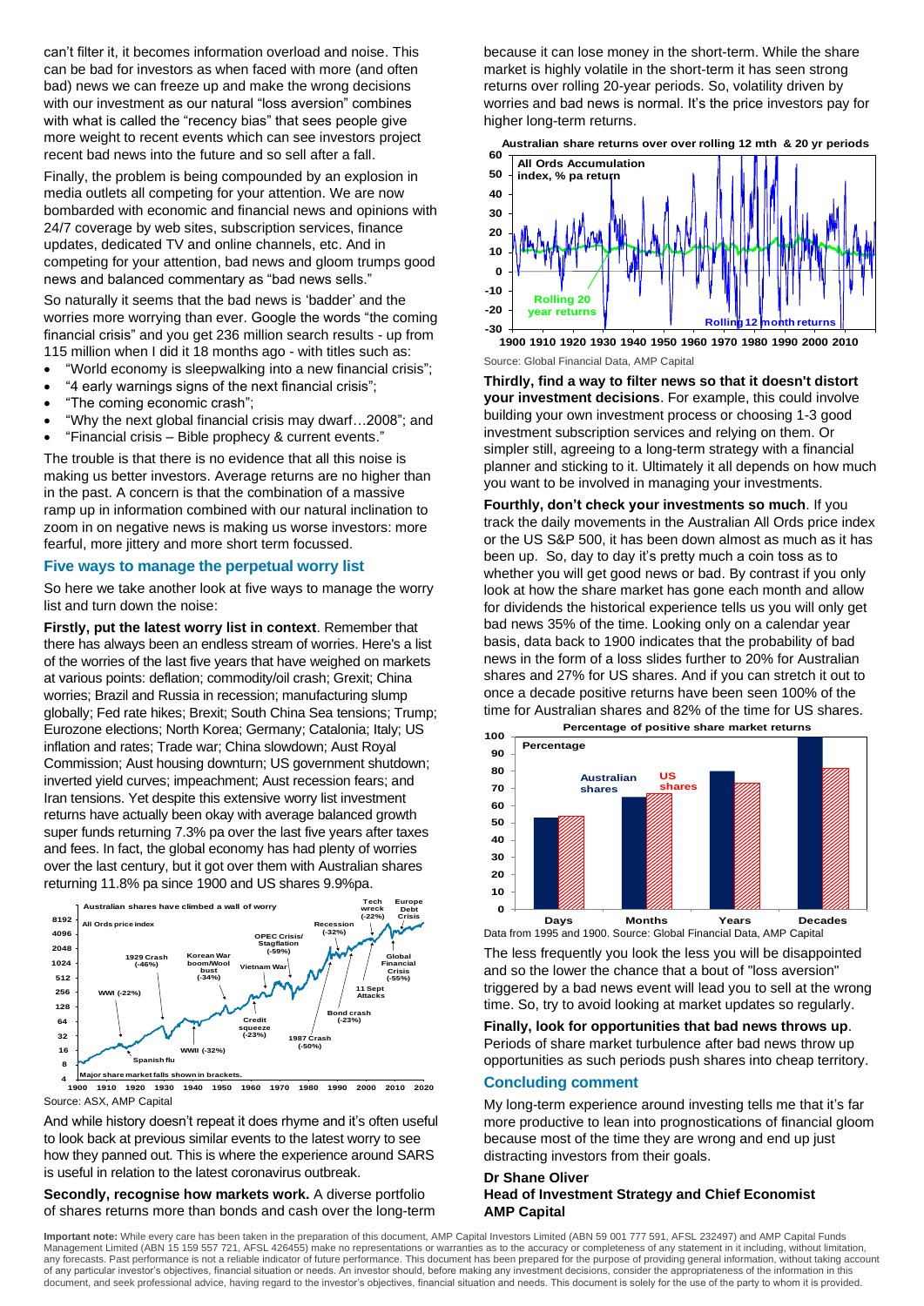can't filter it, it becomes information overload and noise. This can be bad for investors as when faced with more (and often bad) news we can freeze up and make the wrong decisions with our investment as our natural "loss aversion" combines with what is called the "recency bias" that sees people give more weight to recent events which can see investors project recent bad news into the future and so sell after a fall.

Finally, the problem is being compounded by an explosion in media outlets all competing for your attention. We are now bombarded with economic and financial news and opinions with 24/7 coverage by web sites, subscription services, finance updates, dedicated TV and online channels, etc. And in competing for your attention, bad news and gloom trumps good news and balanced commentary as "bad news sells."

So naturally it seems that the bad news is 'badder' and the worries more worrying than ever. Google the words "the coming financial crisis" and you get 236 million search results - up from 115 million when I did it 18 months ago - with titles such as:

- "World economy is sleepwalking into a new financial crisis";
- "4 early warnings signs of the next financial crisis";
- "The coming economic crash";
- "Why the next global financial crisis may dwarf…2008"; and
- "Financial crisis – Bible prophecy & current events."

The trouble is that there is no evidence that all this noise is making us better investors. Average returns are no higher than in the past. A concern is that the combination of a massive ramp up in information combined with our natural inclination to zoom in on negative news is making us worse investors: more fearful, more jittery and more short term focussed.

## Five ways to manage the perpetual worry list

So here we take another look at five ways to manage the worry list and turn down the noise:

**Firstly, put the latest worry list in context**. Remember that there has always been an endless stream of worries. Here's a list of the worries of the last five years that have weighed on markets at various points: deflation; commodity/oil crash; Grexit; China worries; Brazil and Russia in recession; manufacturing slump globally; Fed rate hikes; Brexit; South China Sea tensions; Trump; Eurozone elections; North Korea; Germany; Catalonia; Italy; US inflation and rates; Trade war; China slowdown; Aust Royal Commission; Aust housing downturn; US government shutdown; inverted yield curves; impeachment; Aust recession fears; and Iran tensions. Yet despite this extensive worry list investment returns have actually been okay with average balanced growth super funds returning 7.3% pa over the last five years after taxes and fees. In fact, the global economy has had plenty of worries over the last century, but it got over them with Australian shares returning 11.8% pa since 1900 and US shares 9.9%pa.

Australian shares have climbed a wall of worry

All Ords price index

8192
4096
2048
1024
512
256
128
64
32
16
8
4

WWI (-22%)
Spanish flu
1929 Crash (-46%)
WWII (-32%)
Korean War boom/Wool bust (-34%)
Credit squeeze (-23%)
Vietnam War
OPEC Crisis/ Stagflation (-59%)
1987 Crash (-50%)
Bond crash (-23%)
Recession (-32%)
Tech wreck (-22%)
11 Sept Attacks
Global Financial Crisis (-55%)
Europe Debt Crisis

Major share market falls shown in brackets.

1900 1910 1920 1930 1940 1950 1960 1970 1980 1990 2000 2010 2020

Source: ASX, AMP Capital

And while history doesn't repeat it does rhyme and it's often useful to look back at previous similar events to the latest worry to see how they panned out. This is where the experience around SARS is useful in relation to the latest coronavirus outbreak.

**Secondly, recognise how markets work.** A diverse portfolio of shares returns more than bonds and cash over the long-term because it can lose money in the short-term. While the share market is highly volatile in the short-term it has seen strong returns over rolling 20-year periods. So, volatility driven by worries and bad news is normal. It's the price investors pay for higher long-term returns.

Australian share returns over over rolling 12 mth & 20 yr periods

All Ords Accumulation index, % pa return

60
50
40
30
20
10
0
-10
-20
-30

Rolling 20 year returns
Rolling 12 month returns

1900 1910 1920 1930 1940 1950 1960 1970 1980 1990 2000 2010

Source: Global Financial Data, AMP Capital

**Thirdly, find a way to filter news so that it doesn't distort your investment decisions**. For example, this could involve building your own investment process or choosing 1-3 good investment subscription services and relying on them. Or simpler still, agreeing to a long-term strategy with a financial planner and sticking to it. Ultimately it all depends on how much you want to be involved in managing your investments.

**Fourthly, don't check your investments so much**. If you track the daily movements in the Australian All Ords price index or the US S&P 500, it has been down almost as much as it has been up. So, day to day it's pretty much a coin toss as to whether you will get good news or bad. By contrast if you only look at how the share market has gone each month and allow for dividends the historical experience tells us you will only get bad news 35% of the time. Looking only on a calendar year basis, data back to 1900 indicates that the probability of bad news in the form of a loss slides further to 20% for Australian shares and 27% for US shares. And if you can stretch it out to once a decade positive returns have been seen 100% of the time for Australian shares and 82% of the time for US shares.

Percentage of positive share market returns

Percentage

100
90
80
70
60
50
40
30
20
10
0

Australian shares
US shares

Days
Months
Years
Decades

Data from 1995 and 1900. Source: Global Financial Data, AMP Capital

The less frequently you look the less you will be disappointed and so the lower the chance that a bout of "loss aversion" triggered by a bad news event will lead you to sell at the wrong time. So, try to avoid looking at market updates so regularly.

**Finally, look for opportunities that bad news throws up**. Periods of share market turbulence after bad news throw up opportunities as such periods push shares into cheap territory.

## Concluding comment

My long-term experience around investing tells me that it's far more productive to lean into prognostications of financial gloom because most of the time they are wrong and end up just distracting investors from their goals.

**Dr Shane Oliver**
**Head of Investment Strategy and Chief Economist**
**AMP Capital**

**Important note:** While every care has been taken in the preparation of this document, AMP Capital Investors Limited (ABN 59 001 777 591, AFSL 232497) and AMP Capital Funds Management Limited (ABN 15 159 557 721, AFSL 426455) make no representations or warranties as to the accuracy or completeness of any statement in it including, without limitation, any forecasts. Past performance is not a reliable indicator of future performance. This document has been prepared for the purpose of providing general information, without taking account of any particular investor's objectives, financial situation or needs. An investor should, before making any investment decisions, consider the appropriateness of the information in this document, and seek professional advice, having regard to the investor's objectives, financial situation and needs. This document is solely for the use of the party to whom it is provided.